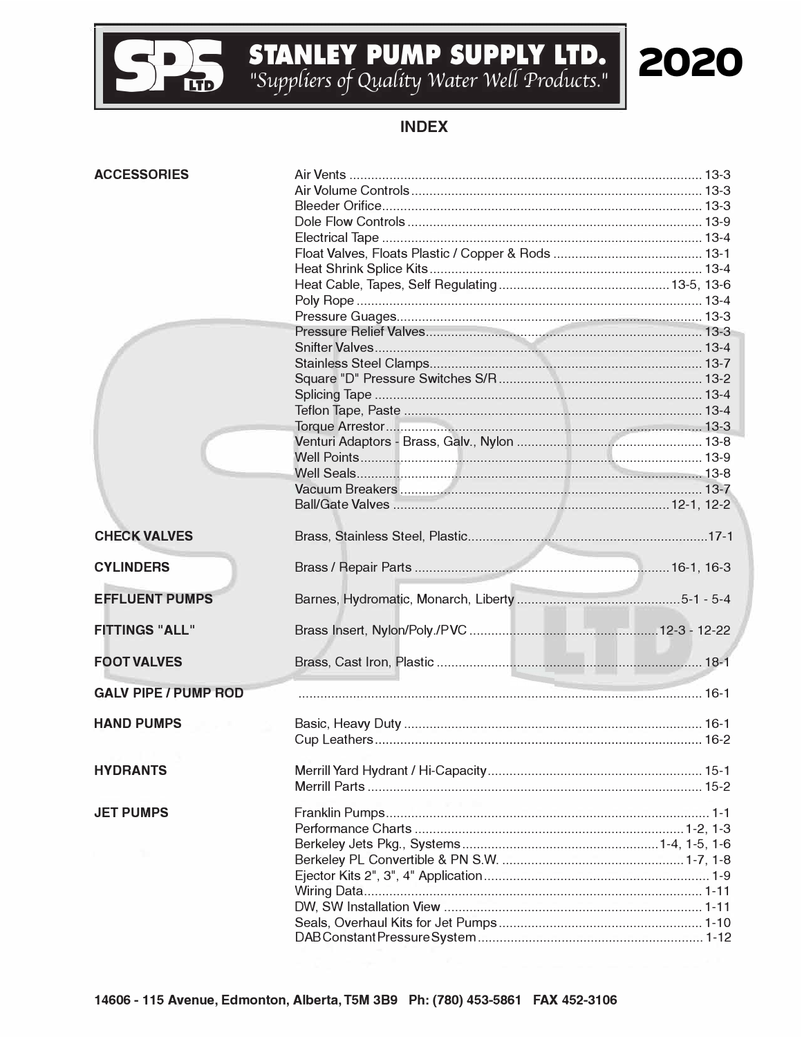# STANLEY PUMP SUPPLY LTD.

*"Suppliers of Quality Water Well Products."*

**2020**

## INDEX

| | | |
|---|---|---|
| **ACCESSORIES** | Air Vents | 13-3 |
| | Air Volume Controls | 13-3 |
| | Bleeder Orifice | 13-3 |
| | Dole Flow Controls | 13-9 |
| | Electrical Tape | 13-4 |
| | Float Valves, Floats Plastic / Copper & Rods | 13-1 |
| | Heat Shrink Splice Kits | 13-4 |
| | Heat Cable, Tapes, Self Regulating | 13-5, 13-6 |
| | Poly Rope | 13-4 |
| | Pressure Guages | 13-3 |
| | Pressure Relief Valves | 13-3 |
| | Snifter Valves | 13-4 |
| | Stainless Steel Clamps | 13-7 |
| | Square "D" Pressure Switches S/R | 13-2 |
| | Splicing Tape | 13-4 |
| | Teflon Tape, Paste | 13-4 |
| | Torque Arrestor | 13-3 |
| | Venturi Adaptors - Brass, Galv., Nylon | 13-8 |
| | Well Points | 13-9 |
| | Well Seals | 13-8 |
| | Vacuum Breakers | 13-7 |
| | Ball/Gate Valves | 12-1, 12-2 |
| **CHECK VALVES** | Brass, Stainless Steel, Plastic | 17-1 |
| **CYLINDERS** | Brass / Repair Parts | 16-1, 16-3 |
| **EFFLUENT PUMPS** | Barnes, Hydromatic, Monarch, Liberty | 5-1 - 5-4 |
| **FITTINGS "ALL"** | Brass Insert, Nylon/Poly./PVC | 12-3 - 12-22 |
| **FOOT VALVES** | Brass, Cast Iron, Plastic | 18-1 |
| **GALV PIPE / PUMP ROD** | | 16-1 |
| **HAND PUMPS** | Basic, Heavy Duty | 16-1 |
| | Cup Leathers | 16-2 |
| **HYDRANTS** | Merrill Yard Hydrant / Hi-Capacity | 15-1 |
| | Merrill Parts | 15-2 |
| **JET PUMPS** | Franklin Pumps | 1-1 |
| | Performance Charts | 1-2, 1-3 |
| | Berkeley Jets Pkg., Systems | 1-4, 1-5, 1-6 |
| | Berkeley PL Convertible & PN S.W. | 1-7, 1-8 |
| | Ejector Kits 2", 3", 4" Application | 1-9 |
| | Wiring Data | 1-11 |
| | DW, SW Installation View | 1-11 |
| | Seals, Overhaul Kits for Jet Pumps | 1-10 |
| | DAB Constant Pressure System | 1-12 |

**14606 - 115 Avenue, Edmonton, Alberta, T5M 3B9 Ph: (780) 453-5861 FAX 452-3106**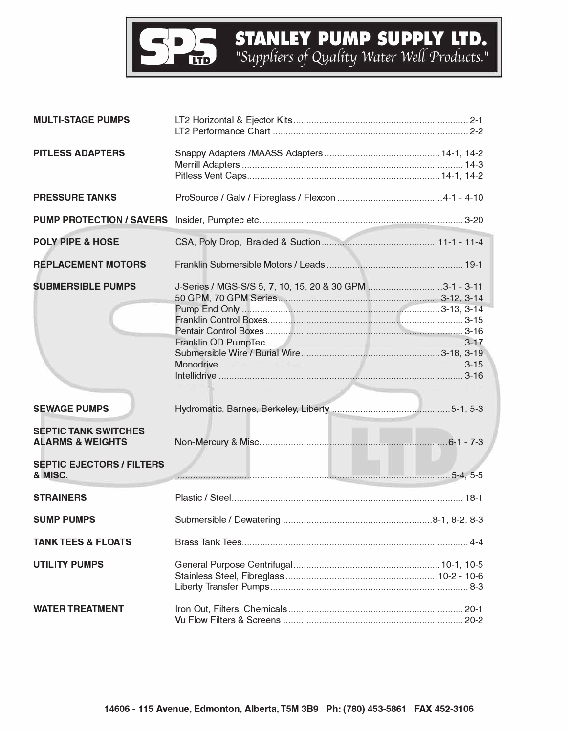# STANLEY PUMP SUPPLY LTD.

*"Suppliers of Quality Water Well Products."*

| | | |
|---|---|---|
| **MULTI-STAGE PUMPS** | LT2 Horizontal & Ejector Kits | 2-1 |
| | LT2 Performance Chart | 2-2 |
| **PITLESS ADAPTERS** | Snappy Adapters /MAASS Adapters | 14-1, 14-2 |
| | Merrill Adapters | 14-3 |
| | Pitless Vent Caps | 14-1, 14-2 |
| **PRESSURE TANKS** | ProSource / Galv / Fibreglass / Flexcon | 4-1 - 4-10 |
| **PUMP PROTECTION / SAVERS** | Insider, Pumptec etc. | 3-20 |
| **POLY PIPE & HOSE** | CSA, Poly Drop, Braided & Suction | 11-1 - 11-4 |
| **REPLACEMENT MOTORS** | Franklin Submersible Motors / Leads | 19-1 |
| **SUBMERSIBLE PUMPS** | J-Series / MGS-S/S 5, 7, 10, 15, 20 & 30 GPM | 3-1 - 3-11 |
| | 50 GPM, 70 GPM Series | 3-12, 3-14 |
| | Pump End Only | 3-13, 3-14 |
| | Franklin Control Boxes | 3-15 |
| | Pentair Control Boxes | 3-16 |
| | Franklin QD PumpTec | 3-17 |
| | Submersible Wire / Burial Wire | 3-18, 3-19 |
| | Monodrive | 3-15 |
| | Intellidrive | 3-16 |
| **SEWAGE PUMPS** | Hydromatic, Barnes, Berkeley, Liberty | 5-1, 5-3 |
| **SEPTIC TANK SWITCHES ALARMS & WEIGHTS** | Non-Mercury & Misc. | 6-1 - 7-3 |
| **SEPTIC EJECTORS / FILTERS & MISC.** | | 5-4, 5-5 |
| **STRAINERS** | Plastic / Steel | 18-1 |
| **SUMP PUMPS** | Submersible / Dewatering | 8-1, 8-2, 8-3 |
| **TANK TEES & FLOATS** | Brass Tank Tees | 4-4 |
| **UTILITY PUMPS** | General Purpose Centrifugal | 10-1, 10-5 |
| | Stainless Steel, Fibreglass | 10-2 - 10-6 |
| | Liberty Transfer Pumps | 8-3 |
| **WATER TREATMENT** | Iron Out, Filters, Chemicals | 20-1 |
| | Vu Flow Filters & Screens | 20-2 |

**14606 - 115 Avenue, Edmonton, Alberta, T5M 3B9 Ph: (780) 453-5861 FAX 452-3106**